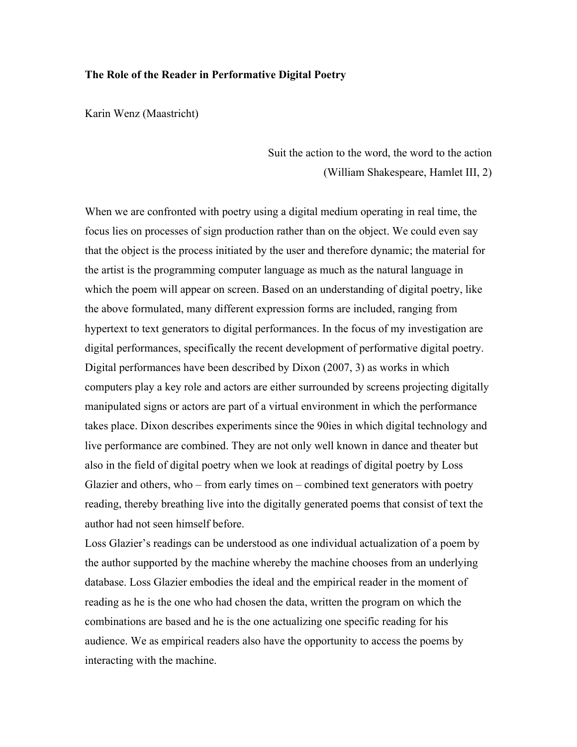**The Role of the Reader in Performative Digital Poetry**

Karin Wenz (Maastricht)

> Suit the action to the word, the word to the action
> (William Shakespeare, Hamlet III, 2)

When we are confronted with poetry using a digital medium operating in real time, the focus lies on processes of sign production rather than on the object. We could even say that the object is the process initiated by the user and therefore dynamic; the material for the artist is the programming computer language as much as the natural language in which the poem will appear on screen. Based on an understanding of digital poetry, like the above formulated, many different expression forms are included, ranging from hypertext to text generators to digital performances. In the focus of my investigation are digital performances, specifically the recent development of performative digital poetry. Digital performances have been described by Dixon (2007, 3) as works in which computers play a key role and actors are either surrounded by screens projecting digitally manipulated signs or actors are part of a virtual environment in which the performance takes place. Dixon describes experiments since the 90ies in which digital technology and live performance are combined. They are not only well known in dance and theater but also in the field of digital poetry when we look at readings of digital poetry by Loss Glazier and others, who – from early times on – combined text generators with poetry reading, thereby breathing live into the digitally generated poems that consist of text the author had not seen himself before.

Loss Glazier's readings can be understood as one individual actualization of a poem by the author supported by the machine whereby the machine chooses from an underlying database. Loss Glazier embodies the ideal and the empirical reader in the moment of reading as he is the one who had chosen the data, written the program on which the combinations are based and he is the one actualizing one specific reading for his audience. We as empirical readers also have the opportunity to access the poems by interacting with the machine.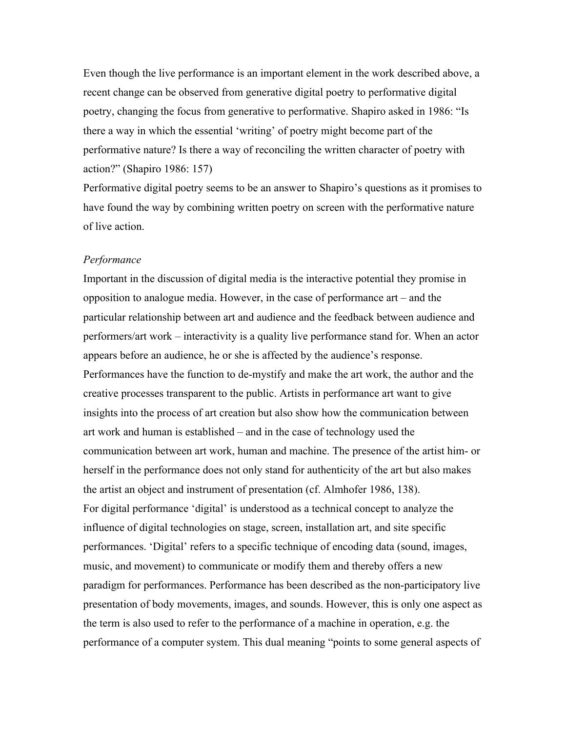Even though the live performance is an important element in the work described above, a recent change can be observed from generative digital poetry to performative digital poetry, changing the focus from generative to performative. Shapiro asked in 1986: “Is there a way in which the essential ‘writing’ of poetry might become part of the performative nature? Is there a way of reconciling the written character of poetry with action?” (Shapiro 1986: 157)

Performative digital poetry seems to be an answer to Shapiro’s questions as it promises to have found the way by combining written poetry on screen with the performative nature of live action.

*Performance*

Important in the discussion of digital media is the interactive potential they promise in opposition to analogue media. However, in the case of performance art – and the particular relationship between art and audience and the feedback between audience and performers/art work – interactivity is a quality live performance stand for. When an actor appears before an audience, he or she is affected by the audience’s response. Performances have the function to de-mystify and make the art work, the author and the creative processes transparent to the public. Artists in performance art want to give insights into the process of art creation but also show how the communication between art work and human is established – and in the case of technology used the communication between art work, human and machine. The presence of the artist him- or herself in the performance does not only stand for authenticity of the art but also makes the artist an object and instrument of presentation (cf. Almhofer 1986, 138).

For digital performance ‘digital’ is understood as a technical concept to analyze the influence of digital technologies on stage, screen, installation art, and site specific performances. ‘Digital’ refers to a specific technique of encoding data (sound, images, music, and movement) to communicate or modify them and thereby offers a new paradigm for performances. Performance has been described as the non-participatory live presentation of body movements, images, and sounds. However, this is only one aspect as the term is also used to refer to the performance of a machine in operation, e.g. the performance of a computer system. This dual meaning “points to some general aspects of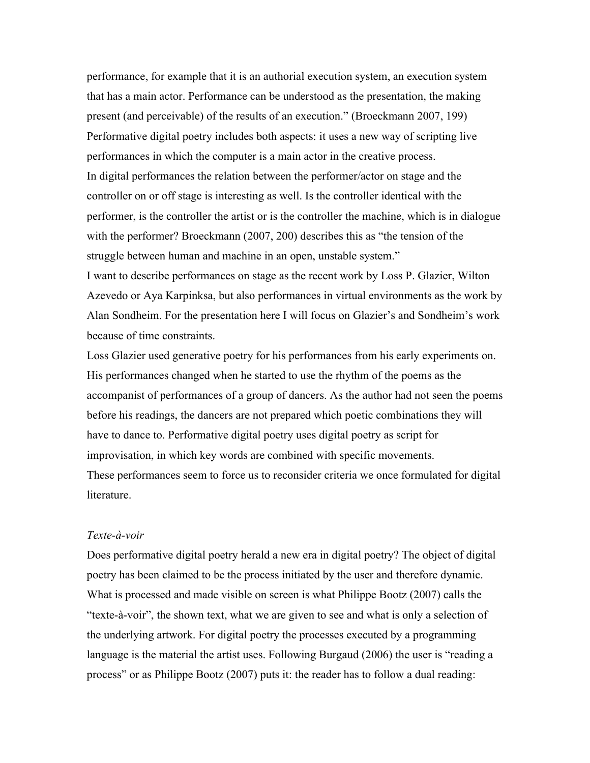performance, for example that it is an authorial execution system, an execution system that has a main actor. Performance can be understood as the presentation, the making present (and perceivable) of the results of an execution." (Broeckmann 2007, 199)

Performative digital poetry includes both aspects: it uses a new way of scripting live performances in which the computer is a main actor in the creative process.

In digital performances the relation between the performer/actor on stage and the controller on or off stage is interesting as well. Is the controller identical with the performer, is the controller the artist or is the controller the machine, which is in dialogue with the performer? Broeckmann (2007, 200) describes this as "the tension of the struggle between human and machine in an open, unstable system."

I want to describe performances on stage as the recent work by Loss P. Glazier, Wilton Azevedo or Aya Karpinksa, but also performances in virtual environments as the work by Alan Sondheim. For the presentation here I will focus on Glazier's and Sondheim's work because of time constraints.

Loss Glazier used generative poetry for his performances from his early experiments on. His performances changed when he started to use the rhythm of the poems as the accompanist of performances of a group of dancers. As the author had not seen the poems before his readings, the dancers are not prepared which poetic combinations they will have to dance to. Performative digital poetry uses digital poetry as script for improvisation, in which key words are combined with specific movements.

These performances seem to force us to reconsider criteria we once formulated for digital literature.

*Texte-à-voir*

Does performative digital poetry herald a new era in digital poetry? The object of digital poetry has been claimed to be the process initiated by the user and therefore dynamic. What is processed and made visible on screen is what Philippe Bootz (2007) calls the "texte-à-voir", the shown text, what we are given to see and what is only a selection of the underlying artwork. For digital poetry the processes executed by a programming language is the material the artist uses. Following Burgaud (2006) the user is "reading a process" or as Philippe Bootz (2007) puts it: the reader has to follow a dual reading: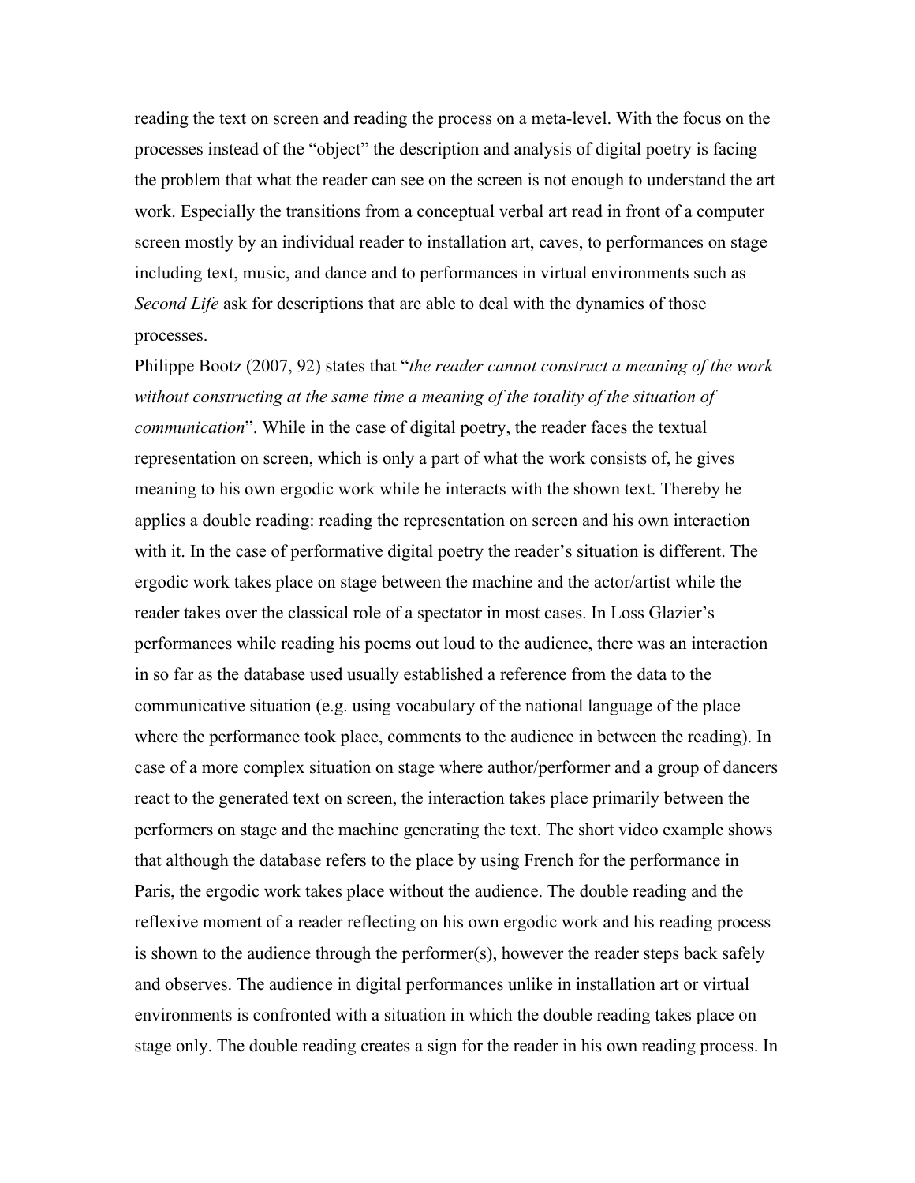reading the text on screen and reading the process on a meta-level. With the focus on the processes instead of the "object" the description and analysis of digital poetry is facing the problem that what the reader can see on the screen is not enough to understand the art work. Especially the transitions from a conceptual verbal art read in front of a computer screen mostly by an individual reader to installation art, caves, to performances on stage including text, music, and dance and to performances in virtual environments such as *Second Life* ask for descriptions that are able to deal with the dynamics of those processes.

Philippe Bootz (2007, 92) states that "*the reader cannot construct a meaning of the work without constructing at the same time a meaning of the totality of the situation of communication*". While in the case of digital poetry, the reader faces the textual representation on screen, which is only a part of what the work consists of, he gives meaning to his own ergodic work while he interacts with the shown text. Thereby he applies a double reading: reading the representation on screen and his own interaction with it. In the case of performative digital poetry the reader's situation is different. The ergodic work takes place on stage between the machine and the actor/artist while the reader takes over the classical role of a spectator in most cases. In Loss Glazier's performances while reading his poems out loud to the audience, there was an interaction in so far as the database used usually established a reference from the data to the communicative situation (e.g. using vocabulary of the national language of the place where the performance took place, comments to the audience in between the reading). In case of a more complex situation on stage where author/performer and a group of dancers react to the generated text on screen, the interaction takes place primarily between the performers on stage and the machine generating the text. The short video example shows that although the database refers to the place by using French for the performance in Paris, the ergodic work takes place without the audience. The double reading and the reflexive moment of a reader reflecting on his own ergodic work and his reading process is shown to the audience through the performer(s), however the reader steps back safely and observes. The audience in digital performances unlike in installation art or virtual environments is confronted with a situation in which the double reading takes place on stage only. The double reading creates a sign for the reader in his own reading process. In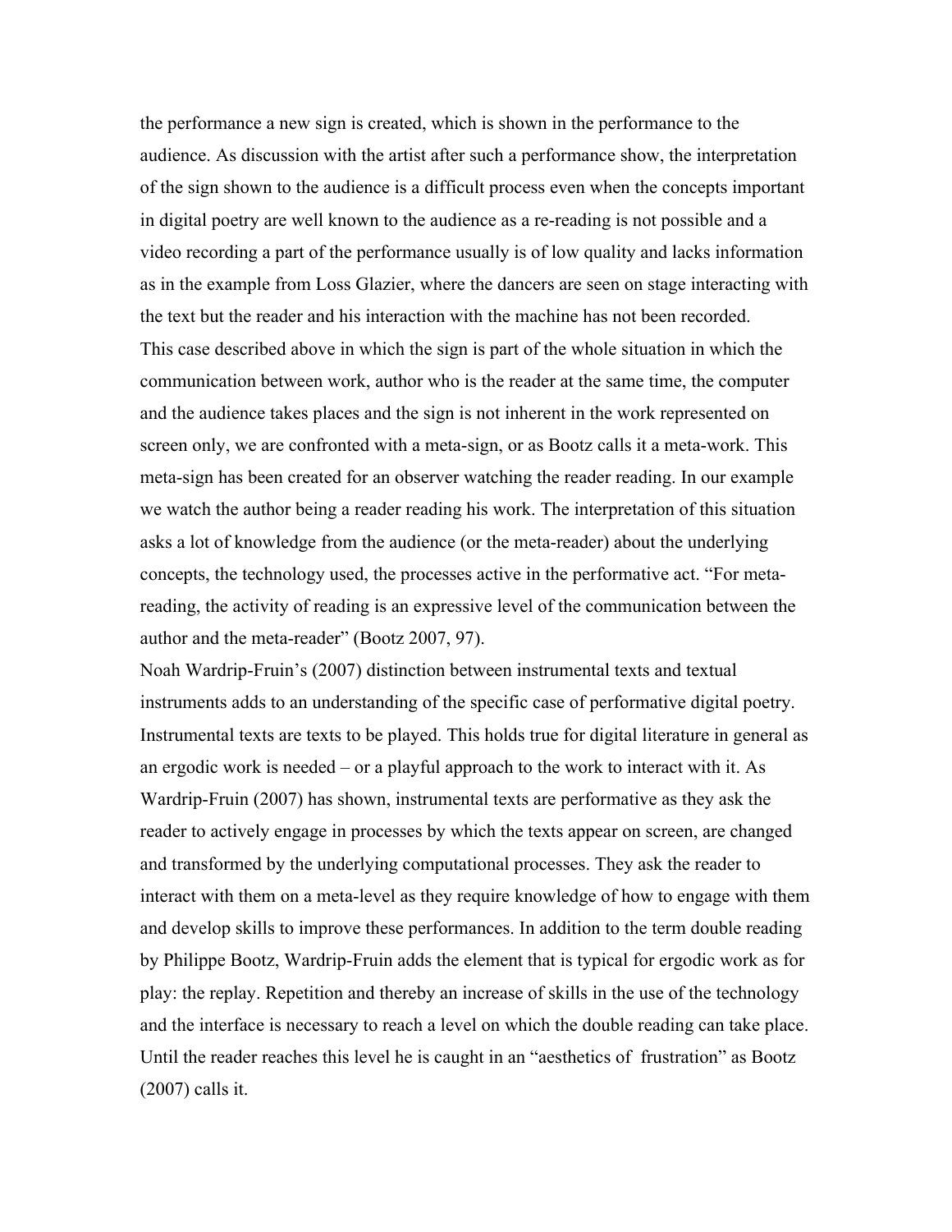the performance a new sign is created, which is shown in the performance to the audience. As discussion with the artist after such a performance show, the interpretation of the sign shown to the audience is a difficult process even when the concepts important in digital poetry are well known to the audience as a re-reading is not possible and a video recording a part of the performance usually is of low quality and lacks information as in the example from Loss Glazier, where the dancers are seen on stage interacting with the text but the reader and his interaction with the machine has not been recorded.

This case described above in which the sign is part of the whole situation in which the communication between work, author who is the reader at the same time, the computer and the audience takes places and the sign is not inherent in the work represented on screen only, we are confronted with a meta-sign, or as Bootz calls it a meta-work. This meta-sign has been created for an observer watching the reader reading. In our example we watch the author being a reader reading his work. The interpretation of this situation asks a lot of knowledge from the audience (or the meta-reader) about the underlying concepts, the technology used, the processes active in the performative act. "For meta-reading, the activity of reading is an expressive level of the communication between the author and the meta-reader" (Bootz 2007, 97).

Noah Wardrip-Fruin's (2007) distinction between instrumental texts and textual instruments adds to an understanding of the specific case of performative digital poetry. Instrumental texts are texts to be played. This holds true for digital literature in general as an ergodic work is needed – or a playful approach to the work to interact with it. As Wardrip-Fruin (2007) has shown, instrumental texts are performative as they ask the reader to actively engage in processes by which the texts appear on screen, are changed and transformed by the underlying computational processes. They ask the reader to interact with them on a meta-level as they require knowledge of how to engage with them and develop skills to improve these performances. In addition to the term double reading by Philippe Bootz, Wardrip-Fruin adds the element that is typical for ergodic work as for play: the replay. Repetition and thereby an increase of skills in the use of the technology and the interface is necessary to reach a level on which the double reading can take place. Until the reader reaches this level he is caught in an "aesthetics of frustration" as Bootz (2007) calls it.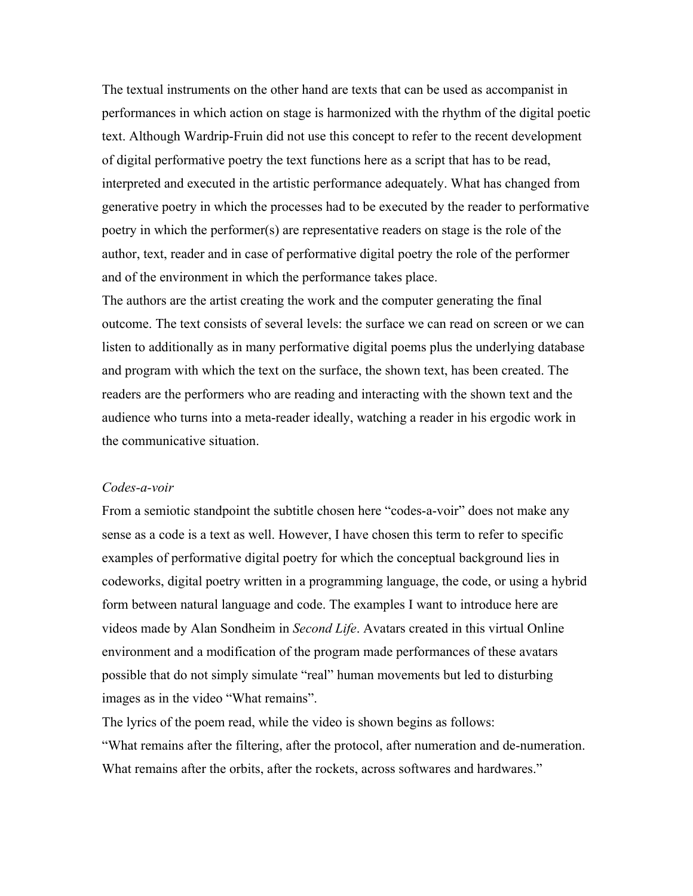The textual instruments on the other hand are texts that can be used as accompanist in performances in which action on stage is harmonized with the rhythm of the digital poetic text. Although Wardrip-Fruin did not use this concept to refer to the recent development of digital performative poetry the text functions here as a script that has to be read, interpreted and executed in the artistic performance adequately. What has changed from generative poetry in which the processes had to be executed by the reader to performative poetry in which the performer(s) are representative readers on stage is the role of the author, text, reader and in case of performative digital poetry the role of the performer and of the environment in which the performance takes place.

The authors are the artist creating the work and the computer generating the final outcome. The text consists of several levels: the surface we can read on screen or we can listen to additionally as in many performative digital poems plus the underlying database and program with which the text on the surface, the shown text, has been created. The readers are the performers who are reading and interacting with the shown text and the audience who turns into a meta-reader ideally, watching a reader in his ergodic work in the communicative situation.

*Codes-a-voir*

From a semiotic standpoint the subtitle chosen here "codes-a-voir" does not make any sense as a code is a text as well. However, I have chosen this term to refer to specific examples of performative digital poetry for which the conceptual background lies in codeworks, digital poetry written in a programming language, the code, or using a hybrid form between natural language and code. The examples I want to introduce here are videos made by Alan Sondheim in *Second Life*. Avatars created in this virtual Online environment and a modification of the program made performances of these avatars possible that do not simply simulate "real" human movements but led to disturbing images as in the video "What remains".

The lyrics of the poem read, while the video is shown begins as follows:

"What remains after the filtering, after the protocol, after numeration and de-numeration. What remains after the orbits, after the rockets, across softwares and hardwares."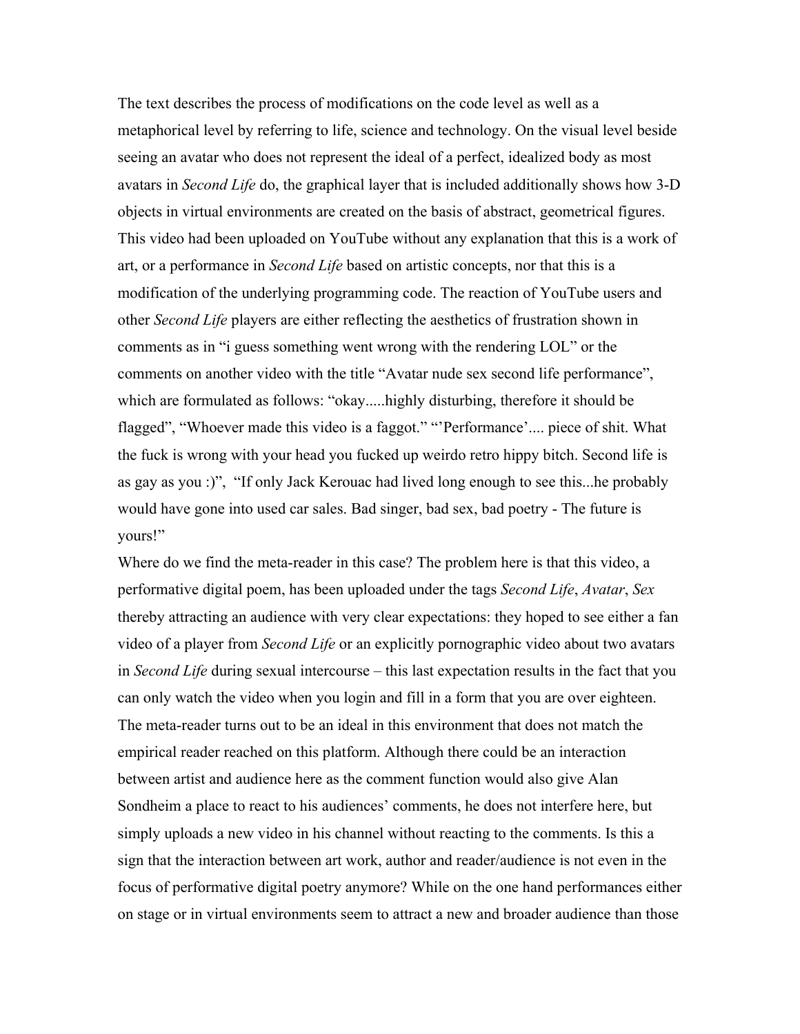The text describes the process of modifications on the code level as well as a metaphorical level by referring to life, science and technology. On the visual level beside seeing an avatar who does not represent the ideal of a perfect, idealized body as most avatars in *Second Life* do, the graphical layer that is included additionally shows how 3-D objects in virtual environments are created on the basis of abstract, geometrical figures. This video had been uploaded on YouTube without any explanation that this is a work of art, or a performance in *Second Life* based on artistic concepts, nor that this is a modification of the underlying programming code. The reaction of YouTube users and other *Second Life* players are either reflecting the aesthetics of frustration shown in comments as in "i guess something went wrong with the rendering LOL" or the comments on another video with the title "Avatar nude sex second life performance", which are formulated as follows: "okay.....highly disturbing, therefore it should be flagged", "Whoever made this video is a faggot." "'Performance'.... piece of shit. What the fuck is wrong with your head you fucked up weirdo retro hippy bitch. Second life is as gay as you :)", "If only Jack Kerouac had lived long enough to see this...he probably would have gone into used car sales. Bad singer, bad sex, bad poetry - The future is yours!"

Where do we find the meta-reader in this case? The problem here is that this video, a performative digital poem, has been uploaded under the tags *Second Life*, *Avatar*, *Sex* thereby attracting an audience with very clear expectations: they hoped to see either a fan video of a player from *Second Life* or an explicitly pornographic video about two avatars in *Second Life* during sexual intercourse – this last expectation results in the fact that you can only watch the video when you login and fill in a form that you are over eighteen. The meta-reader turns out to be an ideal in this environment that does not match the empirical reader reached on this platform. Although there could be an interaction between artist and audience here as the comment function would also give Alan Sondheim a place to react to his audiences' comments, he does not interfere here, but simply uploads a new video in his channel without reacting to the comments. Is this a sign that the interaction between art work, author and reader/audience is not even in the focus of performative digital poetry anymore? While on the one hand performances either on stage or in virtual environments seem to attract a new and broader audience than those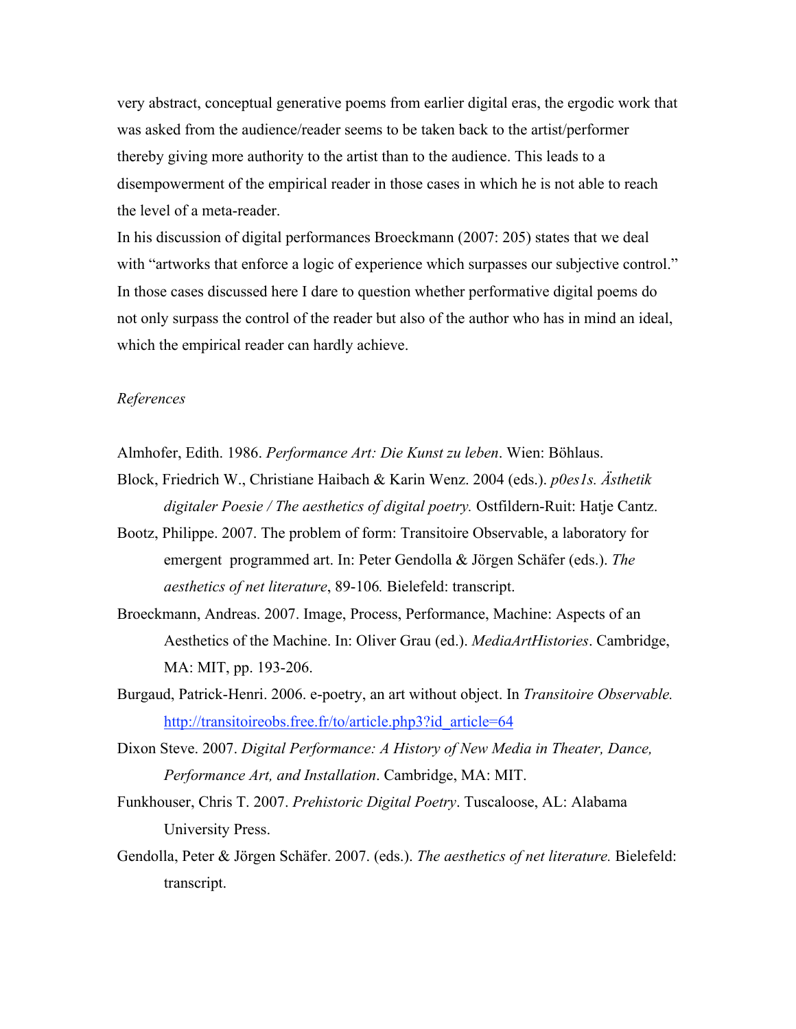very abstract, conceptual generative poems from earlier digital eras, the ergodic work that was asked from the audience/reader seems to be taken back to the artist/performer thereby giving more authority to the artist than to the audience. This leads to a disempowerment of the empirical reader in those cases in which he is not able to reach the level of a meta-reader.

In his discussion of digital performances Broeckmann (2007: 205) states that we deal with "artworks that enforce a logic of experience which surpasses our subjective control." In those cases discussed here I dare to question whether performative digital poems do not only surpass the control of the reader but also of the author who has in mind an ideal, which the empirical reader can hardly achieve.

*References*

Almhofer, Edith. 1986. *Performance Art: Die Kunst zu leben*. Wien: Böhlaus.

Block, Friedrich W., Christiane Haibach & Karin Wenz. 2004 (eds.). *p0es1s. Ästhetik digitaler Poesie / The aesthetics of digital poetry.* Ostfildern-Ruit: Hatje Cantz.

Bootz, Philippe. 2007. The problem of form: Transitoire Observable, a laboratory for emergent programmed art. In: Peter Gendolla & Jörgen Schäfer (eds.). *The aesthetics of net literature*, 89-106*.* Bielefeld: transcript.

Broeckmann, Andreas. 2007. Image, Process, Performance, Machine: Aspects of an Aesthetics of the Machine. In: Oliver Grau (ed.). *MediaArtHistories*. Cambridge, MA: MIT, pp. 193-206.

Burgaud, Patrick-Henri. 2006. e-poetry, an art without object. In *Transitoire Observable.* http://transitoireobs.free.fr/to/article.php3?id_article=64

Dixon Steve. 2007. *Digital Performance: A History of New Media in Theater, Dance, Performance Art, and Installation*. Cambridge, MA: MIT.

Funkhouser, Chris T. 2007. *Prehistoric Digital Poetry*. Tuscaloose, AL: Alabama University Press.

Gendolla, Peter & Jörgen Schäfer. 2007. (eds.). *The aesthetics of net literature.* Bielefeld: transcript.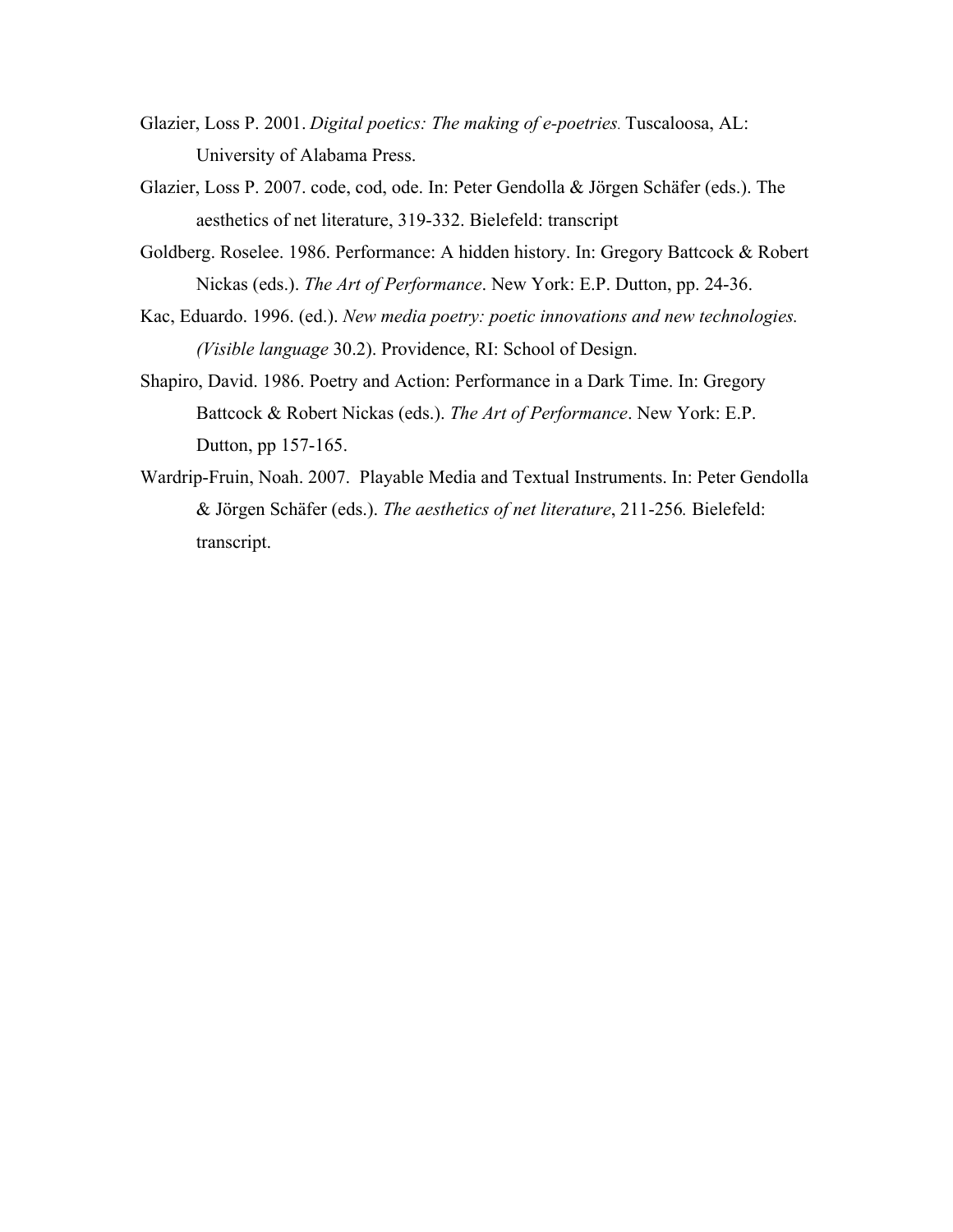Glazier, Loss P. 2001. *Digital poetics: The making of e-poetries.* Tuscaloosa, AL: University of Alabama Press.

Glazier, Loss P. 2007. code, cod, ode. In: Peter Gendolla & Jörgen Schäfer (eds.). The aesthetics of net literature, 319-332. Bielefeld: transcript

Goldberg. Roselee. 1986. Performance: A hidden history. In: Gregory Battcock & Robert Nickas (eds.). *The Art of Performance*. New York: E.P. Dutton, pp. 24-36.

Kac, Eduardo. 1996. (ed.). *New media poetry: poetic innovations and new technologies. (Visible language* 30.2). Providence, RI: School of Design.

Shapiro, David. 1986. Poetry and Action: Performance in a Dark Time. In: Gregory Battcock & Robert Nickas (eds.). *The Art of Performance*. New York: E.P. Dutton, pp 157-165.

Wardrip-Fruin, Noah. 2007. Playable Media and Textual Instruments. In: Peter Gendolla & Jörgen Schäfer (eds.). *The aesthetics of net literature*, 211-256*.* Bielefeld: transcript.